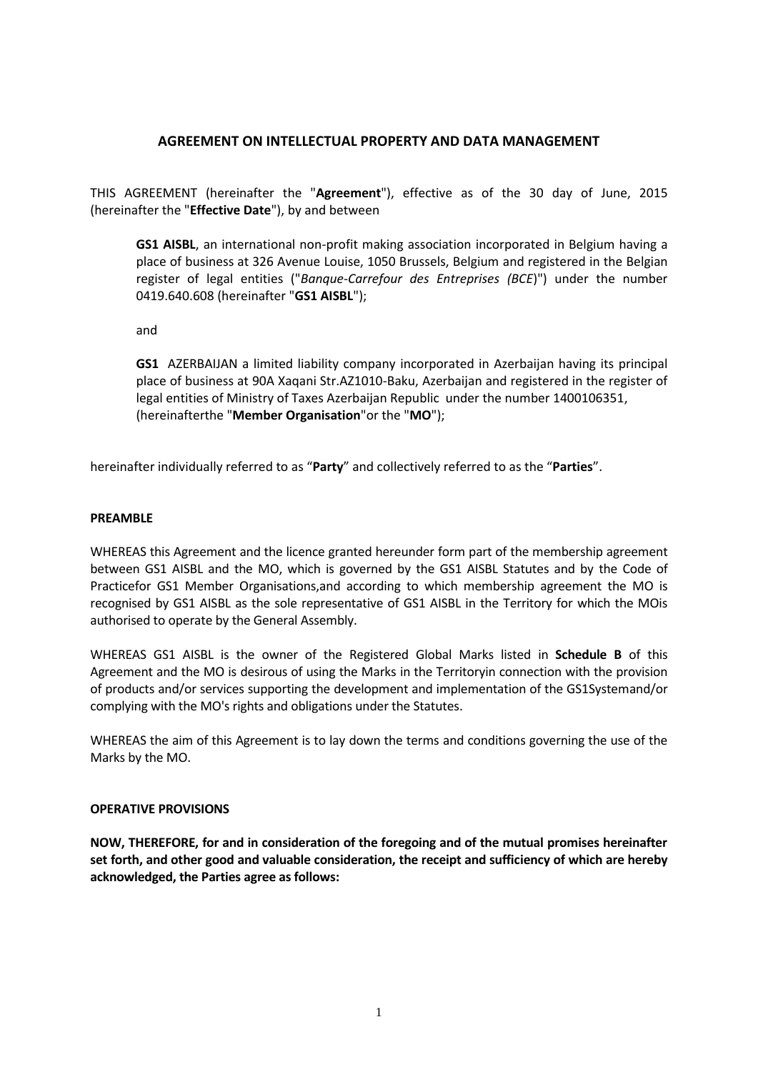# AGREEMENT ON INTELLECTUAL PROPERTY AND DATA MANAGEMENT

THIS AGREEMENT (hereinafter the "**Agreement**"), effective as of the 30 day of June, 2015 (hereinafter the "**Effective Date**"), by and between

> **GS1 AISBL**, an international non-profit making association incorporated in Belgium having a place of business at 326 Avenue Louise, 1050 Brussels, Belgium and registered in the Belgian register of legal entities ("*Banque-Carrefour des Entreprises (BCE)*") under the number 0419.640.608 (hereinafter "**GS1 AISBL**");
>
> and
>
> **GS1** AZERBAIJAN a limited liability company incorporated in Azerbaijan having its principal place of business at 90A Xaqani Str.AZ1010-Baku, Azerbaijan and registered in the register of legal entities of Ministry of Taxes Azerbaijan Republic under the number 1400106351, (hereinafterthe "**Member Organisation**"or the "**MO**");

hereinafter individually referred to as "**Party**" and collectively referred to as the "**Parties**".

**PREAMBLE**

WHEREAS this Agreement and the licence granted hereunder form part of the membership agreement between GS1 AISBL and the MO, which is governed by the GS1 AISBL Statutes and by the Code of Practicefor GS1 Member Organisations,and according to which membership agreement the MO is recognised by GS1 AISBL as the sole representative of GS1 AISBL in the Territory for which the MOis authorised to operate by the General Assembly.

WHEREAS GS1 AISBL is the owner of the Registered Global Marks listed in **Schedule B** of this Agreement and the MO is desirous of using the Marks in the Territoryin connection with the provision of products and/or services supporting the development and implementation of the GS1Systemand/or complying with the MO's rights and obligations under the Statutes.

WHEREAS the aim of this Agreement is to lay down the terms and conditions governing the use of the Marks by the MO.

**OPERATIVE PROVISIONS**

**NOW, THEREFORE, for and in consideration of the foregoing and of the mutual promises hereinafter set forth, and other good and valuable consideration, the receipt and sufficiency of which are hereby acknowledged, the Parties agree as follows:**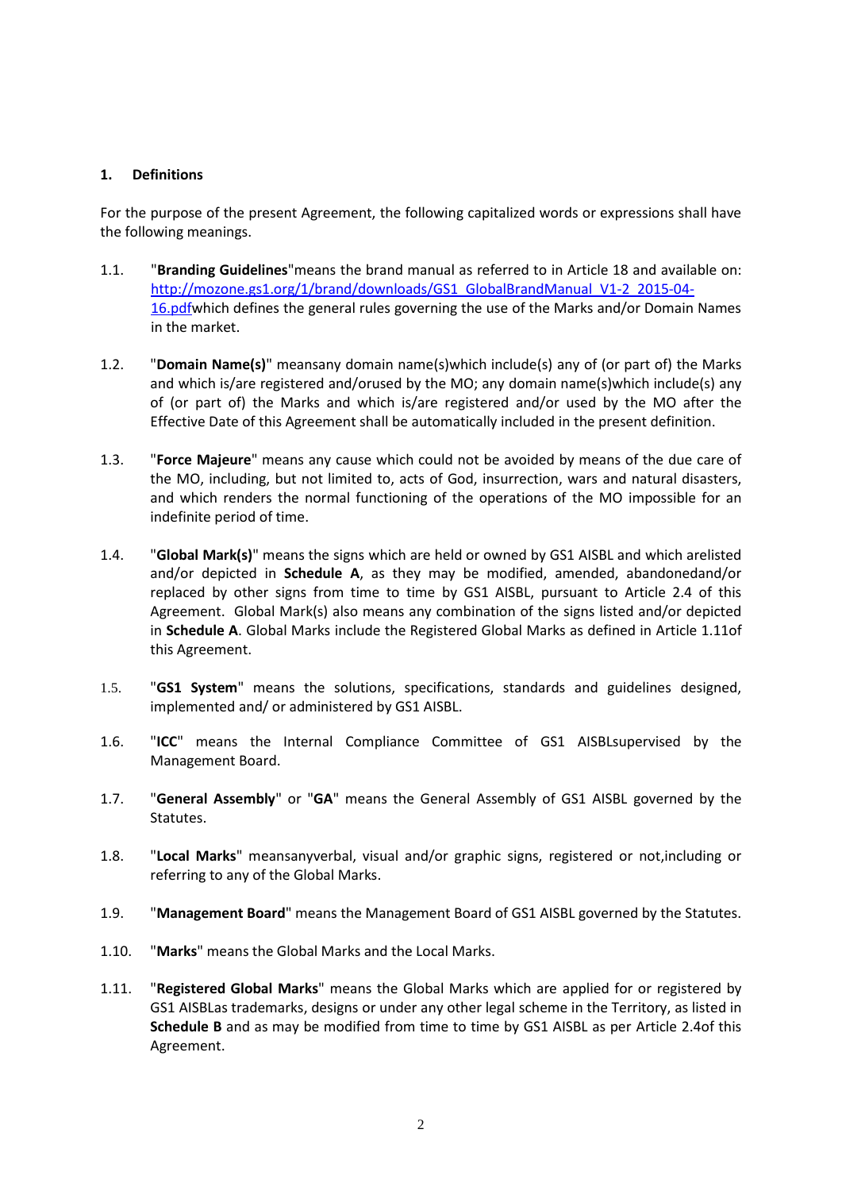## 1. Definitions

For the purpose of the present Agreement, the following capitalized words or expressions shall have the following meanings.

1.1. "**Branding Guidelines**"means the brand manual as referred to in Article 18 and available on: [http://mozone.gs1.org/1/brand/downloads/GS1_GlobalBrandManual_V1-2_2015-04-16.pdf](http://mozone.gs1.org/1/brand/downloads/GS1_GlobalBrandManual_V1-2_2015-04-16.pdf)which defines the general rules governing the use of the Marks and/or Domain Names in the market.

1.2. "**Domain Name(s)**" meansany domain name(s)which include(s) any of (or part of) the Marks and which is/are registered and/orused by the MO; any domain name(s)which include(s) any of (or part of) the Marks and which is/are registered and/or used by the MO after the Effective Date of this Agreement shall be automatically included in the present definition.

1.3. "**Force Majeure**" means any cause which could not be avoided by means of the due care of the MO, including, but not limited to, acts of God, insurrection, wars and natural disasters, and which renders the normal functioning of the operations of the MO impossible for an indefinite period of time.

1.4. "**Global Mark(s)**" means the signs which are held or owned by GS1 AISBL and which arelisted and/or depicted in **Schedule A**, as they may be modified, amended, abandonedand/or replaced by other signs from time to time by GS1 AISBL, pursuant to Article 2.4 of this Agreement. Global Mark(s) also means any combination of the signs listed and/or depicted in **Schedule A**. Global Marks include the Registered Global Marks as defined in Article 1.11of this Agreement.

1.5. "**GS1 System**" means the solutions, specifications, standards and guidelines designed, implemented and/ or administered by GS1 AISBL.

1.6. "**ICC**" means the Internal Compliance Committee of GS1 AISBLsupervised by the Management Board.

1.7. "**General Assembly**" or "**GA**" means the General Assembly of GS1 AISBL governed by the Statutes.

1.8. "**Local Marks**" meansanyverbal, visual and/or graphic signs, registered or not,including or referring to any of the Global Marks.

1.9. "**Management Board**" means the Management Board of GS1 AISBL governed by the Statutes.

1.10. "**Marks**" means the Global Marks and the Local Marks.

1.11. "**Registered Global Marks**" means the Global Marks which are applied for or registered by GS1 AISBLas trademarks, designs or under any other legal scheme in the Territory, as listed in **Schedule B** and as may be modified from time to time by GS1 AISBL as per Article 2.4of this Agreement.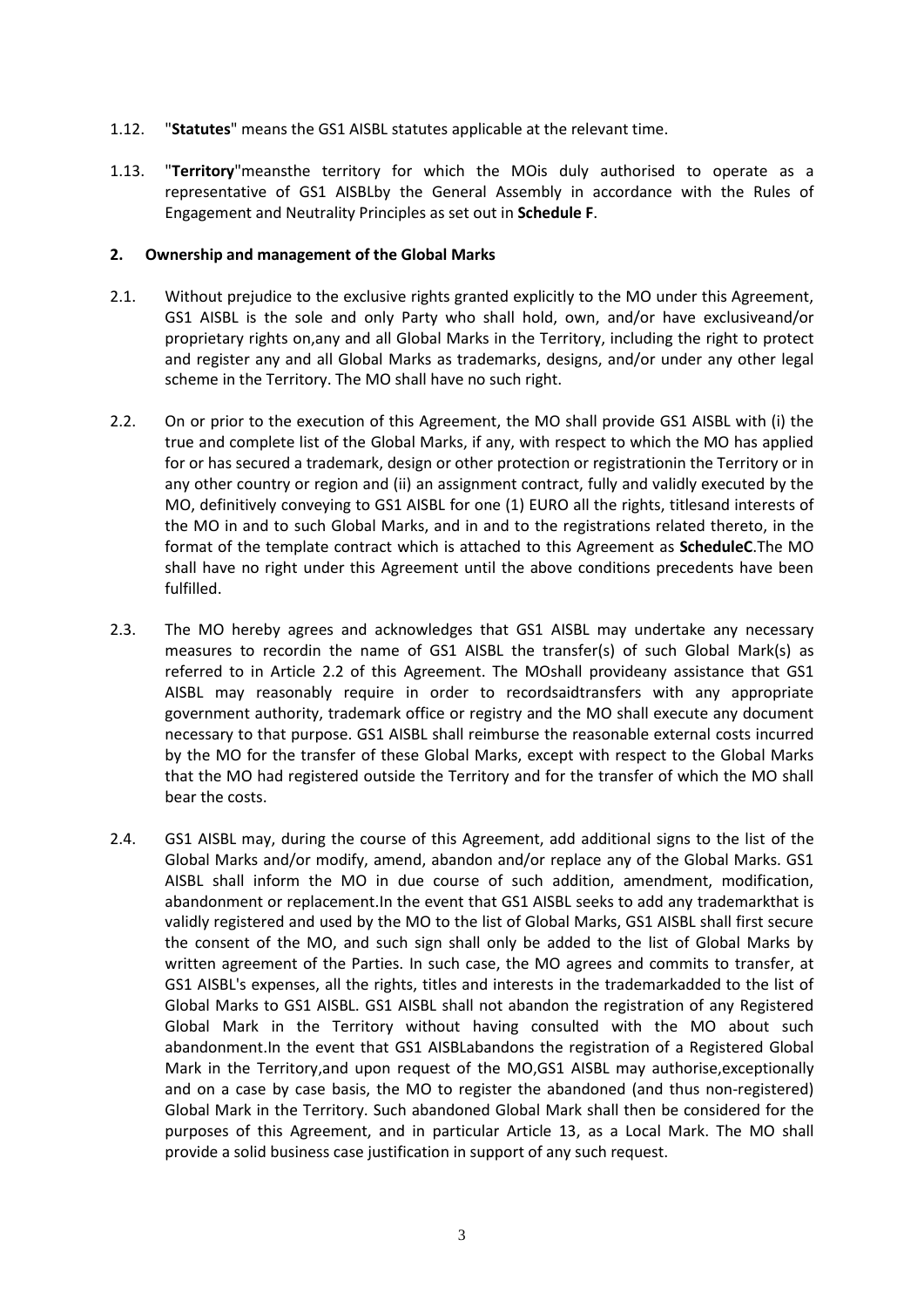1.12. "**Statutes**" means the GS1 AISBL statutes applicable at the relevant time.

1.13. "**Territory**"meansthe territory for which the MOis duly authorised to operate as a representative of GS1 AISBLby the General Assembly in accordance with the Rules of Engagement and Neutrality Principles as set out in **Schedule F**.

## 2. Ownership and management of the Global Marks

2.1. Without prejudice to the exclusive rights granted explicitly to the MO under this Agreement, GS1 AISBL is the sole and only Party who shall hold, own, and/or have exclusiveand/or proprietary rights on,any and all Global Marks in the Territory, including the right to protect and register any and all Global Marks as trademarks, designs, and/or under any other legal scheme in the Territory. The MO shall have no such right.

2.2. On or prior to the execution of this Agreement, the MO shall provide GS1 AISBL with (i) the true and complete list of the Global Marks, if any, with respect to which the MO has applied for or has secured a trademark, design or other protection or registrationin the Territory or in any other country or region and (ii) an assignment contract, fully and validly executed by the MO, definitively conveying to GS1 AISBL for one (1) EURO all the rights, titlesand interests of the MO in and to such Global Marks, and in and to the registrations related thereto, in the format of the template contract which is attached to this Agreement as **ScheduleC**.The MO shall have no right under this Agreement until the above conditions precedents have been fulfilled.

2.3. The MO hereby agrees and acknowledges that GS1 AISBL may undertake any necessary measures to recordin the name of GS1 AISBL the transfer(s) of such Global Mark(s) as referred to in Article 2.2 of this Agreement. The MOshall provideany assistance that GS1 AISBL may reasonably require in order to recordsaidtransfers with any appropriate government authority, trademark office or registry and the MO shall execute any document necessary to that purpose. GS1 AISBL shall reimburse the reasonable external costs incurred by the MO for the transfer of these Global Marks, except with respect to the Global Marks that the MO had registered outside the Territory and for the transfer of which the MO shall bear the costs.

2.4. GS1 AISBL may, during the course of this Agreement, add additional signs to the list of the Global Marks and/or modify, amend, abandon and/or replace any of the Global Marks. GS1 AISBL shall inform the MO in due course of such addition, amendment, modification, abandonment or replacement.In the event that GS1 AISBL seeks to add any trademarkthat is validly registered and used by the MO to the list of Global Marks, GS1 AISBL shall first secure the consent of the MO, and such sign shall only be added to the list of Global Marks by written agreement of the Parties. In such case, the MO agrees and commits to transfer, at GS1 AISBL's expenses, all the rights, titles and interests in the trademarkadded to the list of Global Marks to GS1 AISBL. GS1 AISBL shall not abandon the registration of any Registered Global Mark in the Territory without having consulted with the MO about such abandonment.In the event that GS1 AISBLabandons the registration of a Registered Global Mark in the Territory,and upon request of the MO,GS1 AISBL may authorise,exceptionally and on a case by case basis, the MO to register the abandoned (and thus non-registered) Global Mark in the Territory. Such abandoned Global Mark shall then be considered for the purposes of this Agreement, and in particular Article 13, as a Local Mark. The MO shall provide a solid business case justification in support of any such request.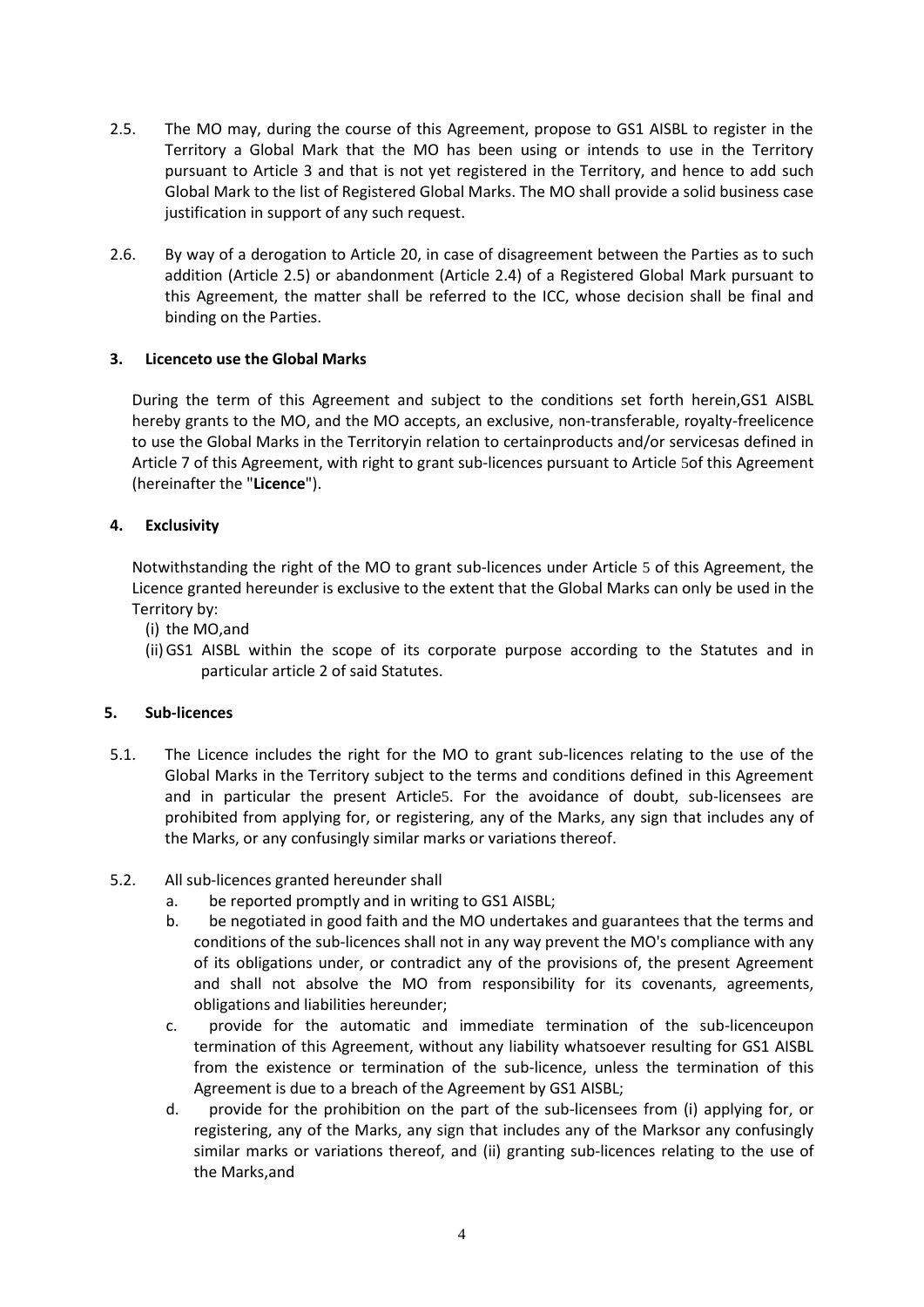2.5. The MO may, during the course of this Agreement, propose to GS1 AISBL to register in the Territory a Global Mark that the MO has been using or intends to use in the Territory pursuant to Article 3 and that is not yet registered in the Territory, and hence to add such Global Mark to the list of Registered Global Marks. The MO shall provide a solid business case justification in support of any such request.

2.6. By way of a derogation to Article 20, in case of disagreement between the Parties as to such addition (Article 2.5) or abandonment (Article 2.4) of a Registered Global Mark pursuant to this Agreement, the matter shall be referred to the ICC, whose decision shall be final and binding on the Parties.

## 3. Licenceto use the Global Marks

During the term of this Agreement and subject to the conditions set forth herein,GS1 AISBL hereby grants to the MO, and the MO accepts, an exclusive, non-transferable, royalty-freelicence to use the Global Marks in the Territoryin relation to certainproducts and/or servicesas defined in Article 7 of this Agreement, with right to grant sub-licences pursuant to Article 5of this Agreement (hereinafter the "**Licence**").

## 4. Exclusivity

Notwithstanding the right of the MO to grant sub-licences under Article 5 of this Agreement, the Licence granted hereunder is exclusive to the extent that the Global Marks can only be used in the Territory by:

(i) the MO,and

(ii) GS1 AISBL within the scope of its corporate purpose according to the Statutes and in particular article 2 of said Statutes.

## 5. Sub-licences

5.1. The Licence includes the right for the MO to grant sub-licences relating to the use of the Global Marks in the Territory subject to the terms and conditions defined in this Agreement and in particular the present Article5. For the avoidance of doubt, sub-licensees are prohibited from applying for, or registering, any of the Marks, any sign that includes any of the Marks, or any confusingly similar marks or variations thereof.

5.2. All sub-licences granted hereunder shall

a. be reported promptly and in writing to GS1 AISBL;

b. be negotiated in good faith and the MO undertakes and guarantees that the terms and conditions of the sub-licences shall not in any way prevent the MO's compliance with any of its obligations under, or contradict any of the provisions of, the present Agreement and shall not absolve the MO from responsibility for its covenants, agreements, obligations and liabilities hereunder;

c. provide for the automatic and immediate termination of the sub-licenceupon termination of this Agreement, without any liability whatsoever resulting for GS1 AISBL from the existence or termination of the sub-licence, unless the termination of this Agreement is due to a breach of the Agreement by GS1 AISBL;

d. provide for the prohibition on the part of the sub-licensees from (i) applying for, or registering, any of the Marks, any sign that includes any of the Marksor any confusingly similar marks or variations thereof, and (ii) granting sub-licences relating to the use of the Marks,and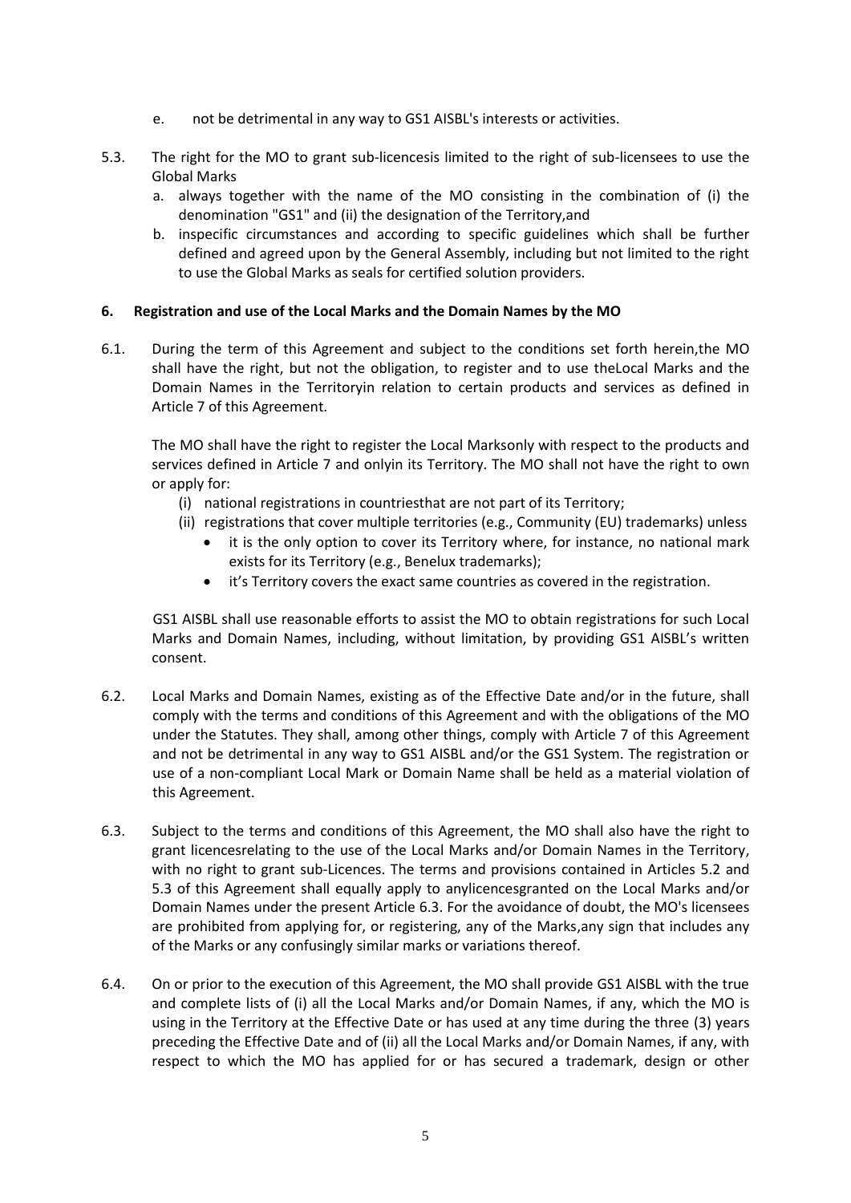e. not be detrimental in any way to GS1 AISBL's interests or activities.

5.3. The right for the MO to grant sub-licencesis limited to the right of sub-licensees to use the Global Marks

a. always together with the name of the MO consisting in the combination of (i) the denomination "GS1" and (ii) the designation of the Territory,and
b. inspecific circumstances and according to specific guidelines which shall be further defined and agreed upon by the General Assembly, including but not limited to the right to use the Global Marks as seals for certified solution providers.

**6. Registration and use of the Local Marks and the Domain Names by the MO**

6.1. During the term of this Agreement and subject to the conditions set forth herein,the MO shall have the right, but not the obligation, to register and to use theLocal Marks and the Domain Names in the Territoryin relation to certain products and services as defined in Article 7 of this Agreement.

The MO shall have the right to register the Local Marksonly with respect to the products and services defined in Article 7 and onlyin its Territory. The MO shall not have the right to own or apply for:

(i) national registrations in countriesthat are not part of its Territory;
(ii) registrations that cover multiple territories (e.g., Community (EU) trademarks) unless
- it is the only option to cover its Territory where, for instance, no national mark exists for its Territory (e.g., Benelux trademarks);
- it's Territory covers the exact same countries as covered in the registration.

GS1 AISBL shall use reasonable efforts to assist the MO to obtain registrations for such Local Marks and Domain Names, including, without limitation, by providing GS1 AISBL's written consent.

6.2. Local Marks and Domain Names, existing as of the Effective Date and/or in the future, shall comply with the terms and conditions of this Agreement and with the obligations of the MO under the Statutes. They shall, among other things, comply with Article 7 of this Agreement and not be detrimental in any way to GS1 AISBL and/or the GS1 System. The registration or use of a non-compliant Local Mark or Domain Name shall be held as a material violation of this Agreement.

6.3. Subject to the terms and conditions of this Agreement, the MO shall also have the right to grant licencesrelating to the use of the Local Marks and/or Domain Names in the Territory, with no right to grant sub-Licences. The terms and provisions contained in Articles 5.2 and 5.3 of this Agreement shall equally apply to anylicencesgranted on the Local Marks and/or Domain Names under the present Article 6.3. For the avoidance of doubt, the MO's licensees are prohibited from applying for, or registering, any of the Marks,any sign that includes any of the Marks or any confusingly similar marks or variations thereof.

6.4. On or prior to the execution of this Agreement, the MO shall provide GS1 AISBL with the true and complete lists of (i) all the Local Marks and/or Domain Names, if any, which the MO is using in the Territory at the Effective Date or has used at any time during the three (3) years preceding the Effective Date and of (ii) all the Local Marks and/or Domain Names, if any, with respect to which the MO has applied for or has secured a trademark, design or other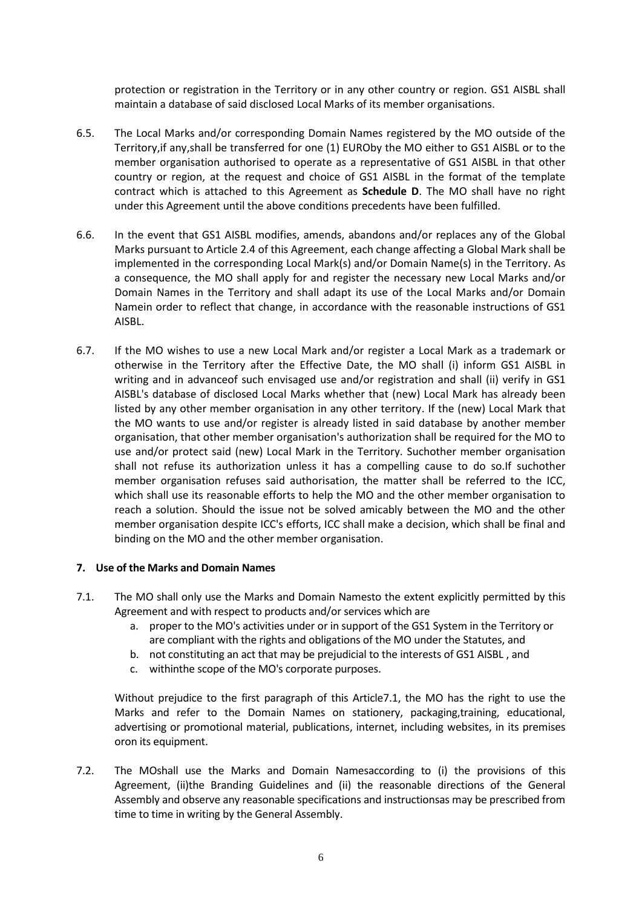protection or registration in the Territory or in any other country or region. GS1 AISBL shall maintain a database of said disclosed Local Marks of its member organisations.

6.5. The Local Marks and/or corresponding Domain Names registered by the MO outside of the Territory,if any,shall be transferred for one (1) EUROby the MO either to GS1 AISBL or to the member organisation authorised to operate as a representative of GS1 AISBL in that other country or region, at the request and choice of GS1 AISBL in the format of the template contract which is attached to this Agreement as **Schedule D**. The MO shall have no right under this Agreement until the above conditions precedents have been fulfilled.

6.6. In the event that GS1 AISBL modifies, amends, abandons and/or replaces any of the Global Marks pursuant to Article 2.4 of this Agreement, each change affecting a Global Mark shall be implemented in the corresponding Local Mark(s) and/or Domain Name(s) in the Territory. As a consequence, the MO shall apply for and register the necessary new Local Marks and/or Domain Names in the Territory and shall adapt its use of the Local Marks and/or Domain Namein order to reflect that change, in accordance with the reasonable instructions of GS1 AISBL.

6.7. If the MO wishes to use a new Local Mark and/or register a Local Mark as a trademark or otherwise in the Territory after the Effective Date, the MO shall (i) inform GS1 AISBL in writing and in advanceof such envisaged use and/or registration and shall (ii) verify in GS1 AISBL's database of disclosed Local Marks whether that (new) Local Mark has already been listed by any other member organisation in any other territory. If the (new) Local Mark that the MO wants to use and/or register is already listed in said database by another member organisation, that other member organisation's authorization shall be required for the MO to use and/or protect said (new) Local Mark in the Territory. Suchother member organisation shall not refuse its authorization unless it has a compelling cause to do so.If suchother member organisation refuses said authorisation, the matter shall be referred to the ICC, which shall use its reasonable efforts to help the MO and the other member organisation to reach a solution. Should the issue not be solved amicably between the MO and the other member organisation despite ICC's efforts, ICC shall make a decision, which shall be final and binding on the MO and the other member organisation.

## 7. Use of the Marks and Domain Names

7.1. The MO shall only use the Marks and Domain Namesto the extent explicitly permitted by this Agreement and with respect to products and/or services which are

a. proper to the MO's activities under or in support of the GS1 System in the Territory or are compliant with the rights and obligations of the MO under the Statutes, and
b. not constituting an act that may be prejudicial to the interests of GS1 AISBL , and
c. withinthe scope of the MO's corporate purposes.

Without prejudice to the first paragraph of this Article7.1, the MO has the right to use the Marks and refer to the Domain Names on stationery, packaging,training, educational, advertising or promotional material, publications, internet, including websites, in its premises oron its equipment.

7.2. The MOshall use the Marks and Domain Namesaccording to (i) the provisions of this Agreement, (ii)the Branding Guidelines and (ii) the reasonable directions of the General Assembly and observe any reasonable specifications and instructionsas may be prescribed from time to time in writing by the General Assembly.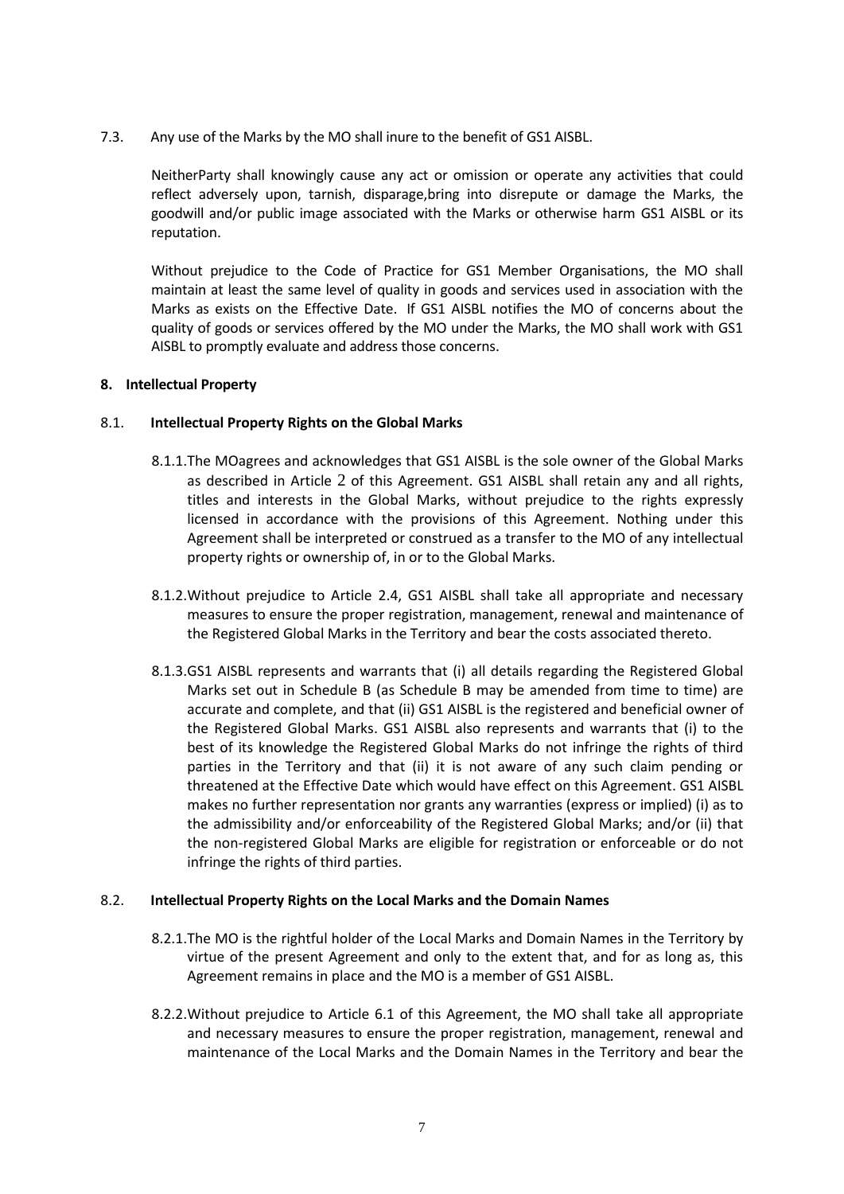7.3. Any use of the Marks by the MO shall inure to the benefit of GS1 AISBL.

NeitherParty shall knowingly cause any act or omission or operate any activities that could reflect adversely upon, tarnish, disparage,bring into disrepute or damage the Marks, the goodwill and/or public image associated with the Marks or otherwise harm GS1 AISBL or its reputation.

Without prejudice to the Code of Practice for GS1 Member Organisations, the MO shall maintain at least the same level of quality in goods and services used in association with the Marks as exists on the Effective Date. If GS1 AISBL notifies the MO of concerns about the quality of goods or services offered by the MO under the Marks, the MO shall work with GS1 AISBL to promptly evaluate and address those concerns.

**8. Intellectual Property**

8.1. **Intellectual Property Rights on the Global Marks**

8.1.1.The MOagrees and acknowledges that GS1 AISBL is the sole owner of the Global Marks as described in Article 2 of this Agreement. GS1 AISBL shall retain any and all rights, titles and interests in the Global Marks, without prejudice to the rights expressly licensed in accordance with the provisions of this Agreement. Nothing under this Agreement shall be interpreted or construed as a transfer to the MO of any intellectual property rights or ownership of, in or to the Global Marks.

8.1.2.Without prejudice to Article 2.4, GS1 AISBL shall take all appropriate and necessary measures to ensure the proper registration, management, renewal and maintenance of the Registered Global Marks in the Territory and bear the costs associated thereto.

8.1.3.GS1 AISBL represents and warrants that (i) all details regarding the Registered Global Marks set out in Schedule B (as Schedule B may be amended from time to time) are accurate and complete, and that (ii) GS1 AISBL is the registered and beneficial owner of the Registered Global Marks. GS1 AISBL also represents and warrants that (i) to the best of its knowledge the Registered Global Marks do not infringe the rights of third parties in the Territory and that (ii) it is not aware of any such claim pending or threatened at the Effective Date which would have effect on this Agreement. GS1 AISBL makes no further representation nor grants any warranties (express or implied) (i) as to the admissibility and/or enforceability of the Registered Global Marks; and/or (ii) that the non-registered Global Marks are eligible for registration or enforceable or do not infringe the rights of third parties.

8.2. **Intellectual Property Rights on the Local Marks and the Domain Names**

8.2.1.The MO is the rightful holder of the Local Marks and Domain Names in the Territory by virtue of the present Agreement and only to the extent that, and for as long as, this Agreement remains in place and the MO is a member of GS1 AISBL.

8.2.2.Without prejudice to Article 6.1 of this Agreement, the MO shall take all appropriate and necessary measures to ensure the proper registration, management, renewal and maintenance of the Local Marks and the Domain Names in the Territory and bear the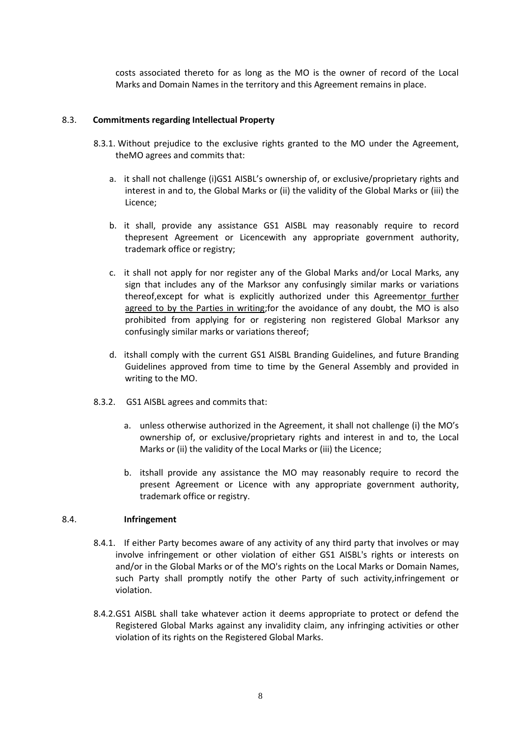costs associated thereto for as long as the MO is the owner of record of the Local Marks and Domain Names in the territory and this Agreement remains in place.

## 8.3. **Commitments regarding Intellectual Property**

8.3.1. Without prejudice to the exclusive rights granted to the MO under the Agreement, theMO agrees and commits that:

a. it shall not challenge (i)GS1 AISBL's ownership of, or exclusive/proprietary rights and interest in and to, the Global Marks or (ii) the validity of the Global Marks or (iii) the Licence;

b. it shall, provide any assistance GS1 AISBL may reasonably require to record thepresent Agreement or Licencewith any appropriate government authority, trademark office or registry;

c. it shall not apply for nor register any of the Global Marks and/or Local Marks, any sign that includes any of the Marksor any confusingly similar marks or variations thereof,except for what is explicitly authorized under this Agreementor further agreed to by the Parties in writing;for the avoidance of any doubt, the MO is also prohibited from applying for or registering non registered Global Marksor any confusingly similar marks or variations thereof;

d. itshall comply with the current GS1 AISBL Branding Guidelines, and future Branding Guidelines approved from time to time by the General Assembly and provided in writing to the MO.

8.3.2. GS1 AISBL agrees and commits that:

a. unless otherwise authorized in the Agreement, it shall not challenge (i) the MO's ownership of, or exclusive/proprietary rights and interest in and to, the Local Marks or (ii) the validity of the Local Marks or (iii) the Licence;

b. itshall provide any assistance the MO may reasonably require to record the present Agreement or Licence with any appropriate government authority, trademark office or registry.

## 8.4. **Infringement**

8.4.1. If either Party becomes aware of any activity of any third party that involves or may involve infringement or other violation of either GS1 AISBL's rights or interests on and/or in the Global Marks or of the MO's rights on the Local Marks or Domain Names, such Party shall promptly notify the other Party of such activity,infringement or violation.

8.4.2.GS1 AISBL shall take whatever action it deems appropriate to protect or defend the Registered Global Marks against any invalidity claim, any infringing activities or other violation of its rights on the Registered Global Marks.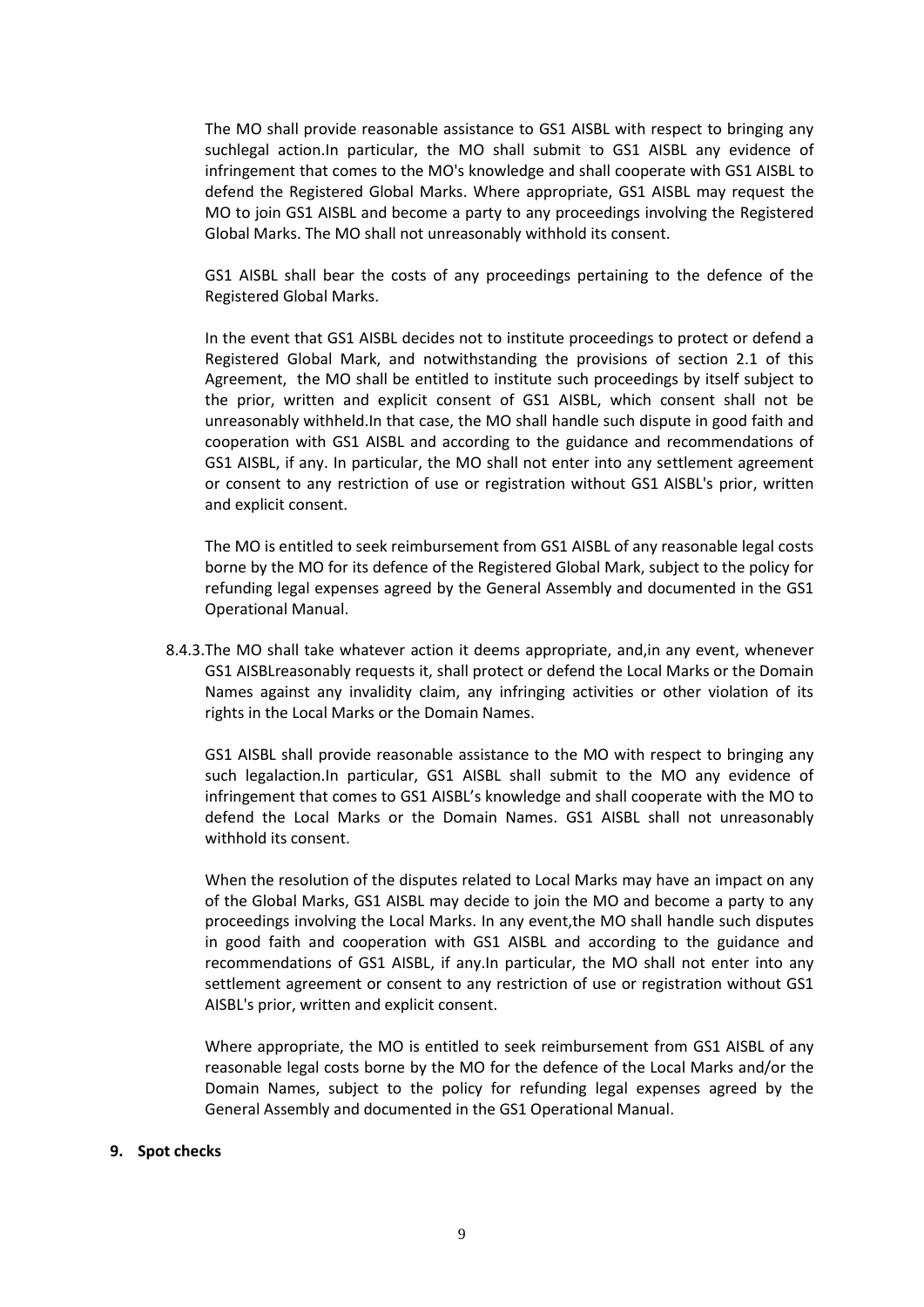The MO shall provide reasonable assistance to GS1 AISBL with respect to bringing any suchlegal action.In particular, the MO shall submit to GS1 AISBL any evidence of infringement that comes to the MO's knowledge and shall cooperate with GS1 AISBL to defend the Registered Global Marks. Where appropriate, GS1 AISBL may request the MO to join GS1 AISBL and become a party to any proceedings involving the Registered Global Marks. The MO shall not unreasonably withhold its consent.

GS1 AISBL shall bear the costs of any proceedings pertaining to the defence of the Registered Global Marks.

In the event that GS1 AISBL decides not to institute proceedings to protect or defend a Registered Global Mark, and notwithstanding the provisions of section 2.1 of this Agreement, the MO shall be entitled to institute such proceedings by itself subject to the prior, written and explicit consent of GS1 AISBL, which consent shall not be unreasonably withheld.In that case, the MO shall handle such dispute in good faith and cooperation with GS1 AISBL and according to the guidance and recommendations of GS1 AISBL, if any. In particular, the MO shall not enter into any settlement agreement or consent to any restriction of use or registration without GS1 AISBL's prior, written and explicit consent.

The MO is entitled to seek reimbursement from GS1 AISBL of any reasonable legal costs borne by the MO for its defence of the Registered Global Mark, subject to the policy for refunding legal expenses agreed by the General Assembly and documented in the GS1 Operational Manual.

8.4.3. The MO shall take whatever action it deems appropriate, and,in any event, whenever GS1 AISBLreasonably requests it, shall protect or defend the Local Marks or the Domain Names against any invalidity claim, any infringing activities or other violation of its rights in the Local Marks or the Domain Names.

GS1 AISBL shall provide reasonable assistance to the MO with respect to bringing any such legalaction.In particular, GS1 AISBL shall submit to the MO any evidence of infringement that comes to GS1 AISBL's knowledge and shall cooperate with the MO to defend the Local Marks or the Domain Names. GS1 AISBL shall not unreasonably withhold its consent.

When the resolution of the disputes related to Local Marks may have an impact on any of the Global Marks, GS1 AISBL may decide to join the MO and become a party to any proceedings involving the Local Marks. In any event,the MO shall handle such disputes in good faith and cooperation with GS1 AISBL and according to the guidance and recommendations of GS1 AISBL, if any.In particular, the MO shall not enter into any settlement agreement or consent to any restriction of use or registration without GS1 AISBL's prior, written and explicit consent.

Where appropriate, the MO is entitled to seek reimbursement from GS1 AISBL of any reasonable legal costs borne by the MO for the defence of the Local Marks and/or the Domain Names, subject to the policy for refunding legal expenses agreed by the General Assembly and documented in the GS1 Operational Manual.

**9. Spot checks**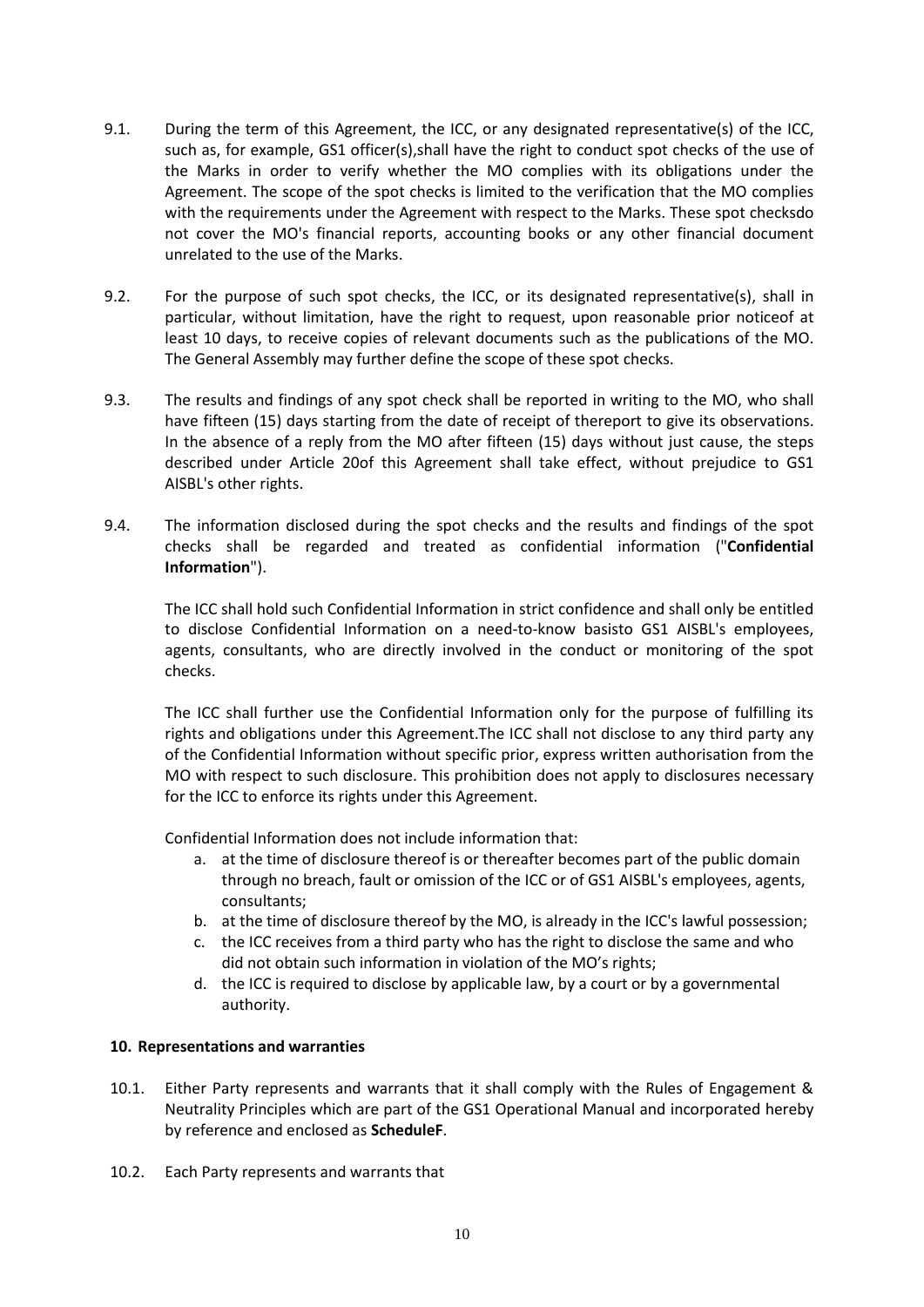9.1. During the term of this Agreement, the ICC, or any designated representative(s) of the ICC, such as, for example, GS1 officer(s),shall have the right to conduct spot checks of the use of the Marks in order to verify whether the MO complies with its obligations under the Agreement. The scope of the spot checks is limited to the verification that the MO complies with the requirements under the Agreement with respect to the Marks. These spot checksdo not cover the MO's financial reports, accounting books or any other financial document unrelated to the use of the Marks.

9.2. For the purpose of such spot checks, the ICC, or its designated representative(s), shall in particular, without limitation, have the right to request, upon reasonable prior noticeof at least 10 days, to receive copies of relevant documents such as the publications of the MO. The General Assembly may further define the scope of these spot checks.

9.3. The results and findings of any spot check shall be reported in writing to the MO, who shall have fifteen (15) days starting from the date of receipt of thereport to give its observations. In the absence of a reply from the MO after fifteen (15) days without just cause, the steps described under Article 20of this Agreement shall take effect, without prejudice to GS1 AISBL's other rights.

9.4. The information disclosed during the spot checks and the results and findings of the spot checks shall be regarded and treated as confidential information ("**Confidential Information**").

The ICC shall hold such Confidential Information in strict confidence and shall only be entitled to disclose Confidential Information on a need-to-know basisto GS1 AISBL's employees, agents, consultants, who are directly involved in the conduct or monitoring of the spot checks.

The ICC shall further use the Confidential Information only for the purpose of fulfilling its rights and obligations under this Agreement.The ICC shall not disclose to any third party any of the Confidential Information without specific prior, express written authorisation from the MO with respect to such disclosure. This prohibition does not apply to disclosures necessary for the ICC to enforce its rights under this Agreement.

Confidential Information does not include information that:

a. at the time of disclosure thereof is or thereafter becomes part of the public domain through no breach, fault or omission of the ICC or of GS1 AISBL's employees, agents, consultants;
b. at the time of disclosure thereof by the MO, is already in the ICC's lawful possession;
c. the ICC receives from a third party who has the right to disclose the same and who did not obtain such information in violation of the MO's rights;
d. the ICC is required to disclose by applicable law, by a court or by a governmental authority.

## 10. Representations and warranties

10.1. Either Party represents and warrants that it shall comply with the Rules of Engagement & Neutrality Principles which are part of the GS1 Operational Manual and incorporated hereby by reference and enclosed as **ScheduleF**.

10.2. Each Party represents and warrants that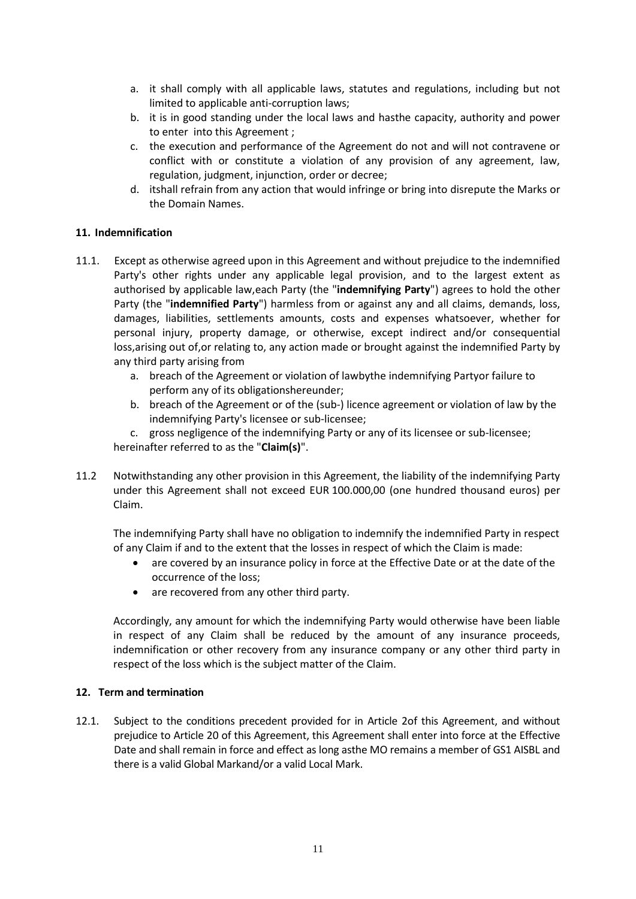a. it shall comply with all applicable laws, statutes and regulations, including but not limited to applicable anti-corruption laws;
b. it is in good standing under the local laws and hasthe capacity, authority and power to enter into this Agreement ;
c. the execution and performance of the Agreement do not and will not contravene or conflict with or constitute a violation of any provision of any agreement, law, regulation, judgment, injunction, order or decree;
d. itshall refrain from any action that would infringe or bring into disrepute the Marks or the Domain Names.

**11. Indemnification**

11.1. Except as otherwise agreed upon in this Agreement and without prejudice to the indemnified Party's other rights under any applicable legal provision, and to the largest extent as authorised by applicable law,each Party (the "**indemnifying Party**") agrees to hold the other Party (the "**indemnified Party**") harmless from or against any and all claims, demands, loss, damages, liabilities, settlements amounts, costs and expenses whatsoever, whether for personal injury, property damage, or otherwise, except indirect and/or consequential loss,arising out of,or relating to, any action made or brought against the indemnified Party by any third party arising from

a. breach of the Agreement or violation of lawbythe indemnifying Partyor failure to perform any of its obligationshereunder;
b. breach of the Agreement or of the (sub-) licence agreement or violation of law by the indemnifying Party's licensee or sub-licensee;
c. gross negligence of the indemnifying Party or any of its licensee or sub-licensee;

hereinafter referred to as the "**Claim(s)**".

11.2 Notwithstanding any other provision in this Agreement, the liability of the indemnifying Party under this Agreement shall not exceed EUR 100.000,00 (one hundred thousand euros) per Claim.

The indemnifying Party shall have no obligation to indemnify the indemnified Party in respect of any Claim if and to the extent that the losses in respect of which the Claim is made:

- are covered by an insurance policy in force at the Effective Date or at the date of the occurrence of the loss;
- are recovered from any other third party.

Accordingly, any amount for which the indemnifying Party would otherwise have been liable in respect of any Claim shall be reduced by the amount of any insurance proceeds, indemnification or other recovery from any insurance company or any other third party in respect of the loss which is the subject matter of the Claim.

**12. Term and termination**

12.1. Subject to the conditions precedent provided for in Article 2of this Agreement, and without prejudice to Article 20 of this Agreement, this Agreement shall enter into force at the Effective Date and shall remain in force and effect as long asthe MO remains a member of GS1 AISBL and there is a valid Global Markand/or a valid Local Mark.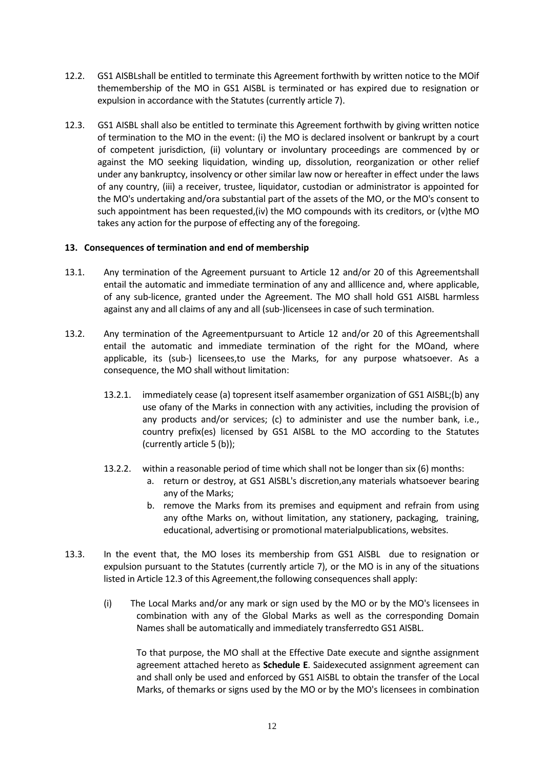12.2. GS1 AISBLshall be entitled to terminate this Agreement forthwith by written notice to the MOif themembership of the MO in GS1 AISBL is terminated or has expired due to resignation or expulsion in accordance with the Statutes (currently article 7).

12.3. GS1 AISBL shall also be entitled to terminate this Agreement forthwith by giving written notice of termination to the MO in the event: (i) the MO is declared insolvent or bankrupt by a court of competent jurisdiction, (ii) voluntary or involuntary proceedings are commenced by or against the MO seeking liquidation, winding up, dissolution, reorganization or other relief under any bankruptcy, insolvency or other similar law now or hereafter in effect under the laws of any country, (iii) a receiver, trustee, liquidator, custodian or administrator is appointed for the MO's undertaking and/ora substantial part of the assets of the MO, or the MO's consent to such appointment has been requested,(iv) the MO compounds with its creditors, or (v)the MO takes any action for the purpose of effecting any of the foregoing.

**13. Consequences of termination and end of membership**

13.1. Any termination of the Agreement pursuant to Article 12 and/or 20 of this Agreementshall entail the automatic and immediate termination of any and alllicence and, where applicable, of any sub-licence, granted under the Agreement. The MO shall hold GS1 AISBL harmless against any and all claims of any and all (sub-)licensees in case of such termination.

13.2. Any termination of the Agreementpursuant to Article 12 and/or 20 of this Agreementshall entail the automatic and immediate termination of the right for the MOand, where applicable, its (sub-) licensees,to use the Marks, for any purpose whatsoever. As a consequence, the MO shall without limitation:

13.2.1. immediately cease (a) topresent itself asamember organization of GS1 AISBL;(b) any use ofany of the Marks in connection with any activities, including the provision of any products and/or services; (c) to administer and use the number bank, i.e., country prefix(es) licensed by GS1 AISBL to the MO according to the Statutes (currently article 5 (b));

13.2.2. within a reasonable period of time which shall not be longer than six (6) months:

a. return or destroy, at GS1 AISBL's discretion,any materials whatsoever bearing any of the Marks;
b. remove the Marks from its premises and equipment and refrain from using any ofthe Marks on, without limitation, any stationery, packaging, training, educational, advertising or promotional materialpublications, websites.

13.3. In the event that, the MO loses its membership from GS1 AISBL due to resignation or expulsion pursuant to the Statutes (currently article 7), or the MO is in any of the situations listed in Article 12.3 of this Agreement,the following consequences shall apply:

(i) The Local Marks and/or any mark or sign used by the MO or by the MO's licensees in combination with any of the Global Marks as well as the corresponding Domain Names shall be automatically and immediately transferredto GS1 AISBL.

To that purpose, the MO shall at the Effective Date execute and signthe assignment agreement attached hereto as **Schedule E**. Saidexecuted assignment agreement can and shall only be used and enforced by GS1 AISBL to obtain the transfer of the Local Marks, of themarks or signs used by the MO or by the MO's licensees in combination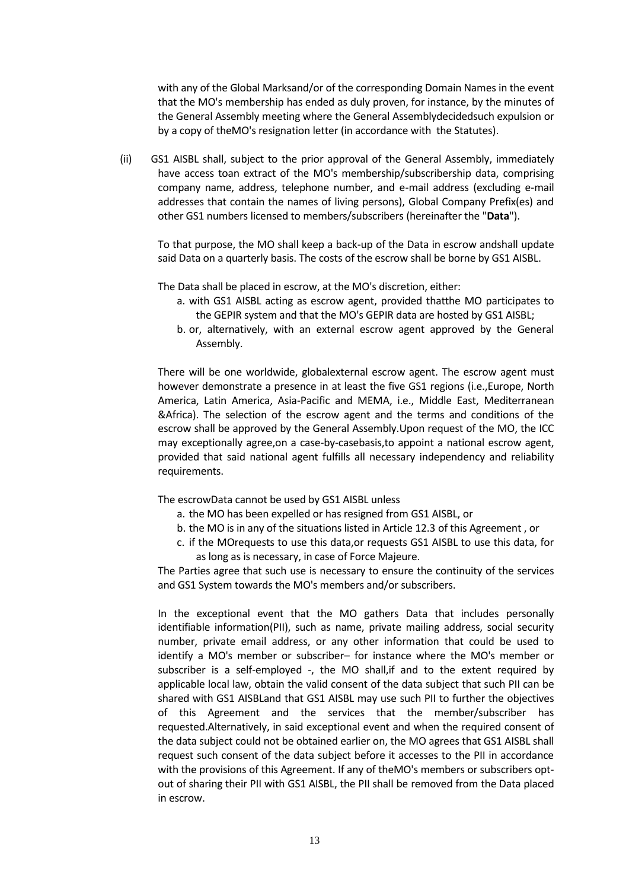with any of the Global Marksand/or of the corresponding Domain Names in the event that the MO's membership has ended as duly proven, for instance, by the minutes of the General Assembly meeting where the General Assemblydecidedsuch expulsion or by a copy of theMO's resignation letter (in accordance with the Statutes).

(ii) GS1 AISBL shall, subject to the prior approval of the General Assembly, immediately have access toan extract of the MO's membership/subscribership data, comprising company name, address, telephone number, and e-mail address (excluding e-mail addresses that contain the names of living persons), Global Company Prefix(es) and other GS1 numbers licensed to members/subscribers (hereinafter the "**Data**").

To that purpose, the MO shall keep a back-up of the Data in escrow andshall update said Data on a quarterly basis. The costs of the escrow shall be borne by GS1 AISBL.

The Data shall be placed in escrow, at the MO's discretion, either:

a. with GS1 AISBL acting as escrow agent, provided thatthe MO participates to the GEPIR system and that the MO's GEPIR data are hosted by GS1 AISBL;
b. or, alternatively, with an external escrow agent approved by the General Assembly.

There will be one worldwide, globalexternal escrow agent. The escrow agent must however demonstrate a presence in at least the five GS1 regions (i.e.,Europe, North America, Latin America, Asia-Pacific and MEMA, i.e., Middle East, Mediterranean &Africa). The selection of the escrow agent and the terms and conditions of the escrow shall be approved by the General Assembly.Upon request of the MO, the ICC may exceptionally agree,on a case-by-casebasis,to appoint a national escrow agent, provided that said national agent fulfills all necessary independency and reliability requirements.

The escrowData cannot be used by GS1 AISBL unless

a. the MO has been expelled or has resigned from GS1 AISBL, or
b. the MO is in any of the situations listed in Article 12.3 of this Agreement , or
c. if the MOrequests to use this data,or requests GS1 AISBL to use this data, for as long as is necessary, in case of Force Majeure.

The Parties agree that such use is necessary to ensure the continuity of the services and GS1 System towards the MO's members and/or subscribers.

In the exceptional event that the MO gathers Data that includes personally identifiable information(PII), such as name, private mailing address, social security number, private email address, or any other information that could be used to identify a MO's member or subscriber– for instance where the MO's member or subscriber is a self-employed -, the MO shall,if and to the extent required by applicable local law, obtain the valid consent of the data subject that such PII can be shared with GS1 AISBLand that GS1 AISBL may use such PII to further the objectives of this Agreement and the services that the member/subscriber has requested.Alternatively, in said exceptional event and when the required consent of the data subject could not be obtained earlier on, the MO agrees that GS1 AISBL shall request such consent of the data subject before it accesses to the PII in accordance with the provisions of this Agreement. If any of theMO's members or subscribers opt-out of sharing their PII with GS1 AISBL, the PII shall be removed from the Data placed in escrow.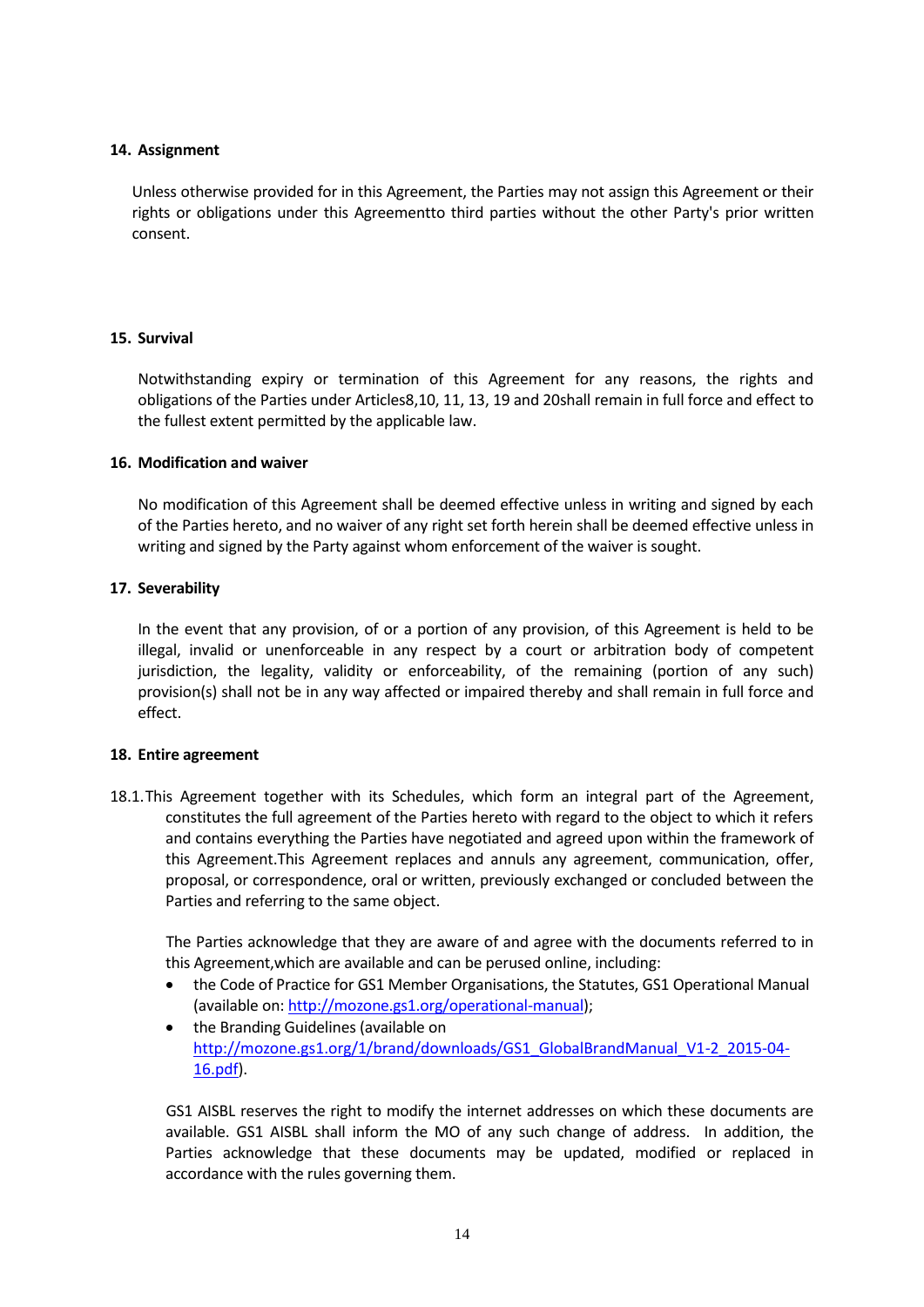## 14. Assignment

Unless otherwise provided for in this Agreement, the Parties may not assign this Agreement or their rights or obligations under this Agreementto third parties without the other Party's prior written consent.

## 15. Survival

Notwithstanding expiry or termination of this Agreement for any reasons, the rights and obligations of the Parties under Articles8,10, 11, 13, 19 and 20shall remain in full force and effect to the fullest extent permitted by the applicable law.

## 16. Modification and waiver

No modification of this Agreement shall be deemed effective unless in writing and signed by each of the Parties hereto, and no waiver of any right set forth herein shall be deemed effective unless in writing and signed by the Party against whom enforcement of the waiver is sought.

## 17. Severability

In the event that any provision, of or a portion of any provision, of this Agreement is held to be illegal, invalid or unenforceable in any respect by a court or arbitration body of competent jurisdiction, the legality, validity or enforceability, of the remaining (portion of any such) provision(s) shall not be in any way affected or impaired thereby and shall remain in full force and effect.

## 18. Entire agreement

18.1. This Agreement together with its Schedules, which form an integral part of the Agreement, constitutes the full agreement of the Parties hereto with regard to the object to which it refers and contains everything the Parties have negotiated and agreed upon within the framework of this Agreement.This Agreement replaces and annuls any agreement, communication, offer, proposal, or correspondence, oral or written, previously exchanged or concluded between the Parties and referring to the same object.

The Parties acknowledge that they are aware of and agree with the documents referred to in this Agreement,which are available and can be perused online, including:

- the Code of Practice for GS1 Member Organisations, the Statutes, GS1 Operational Manual (available on: http://mozone.gs1.org/operational-manual);
- the Branding Guidelines (available on http://mozone.gs1.org/1/brand/downloads/GS1_GlobalBrandManual_V1-2_2015-04-16.pdf).

GS1 AISBL reserves the right to modify the internet addresses on which these documents are available. GS1 AISBL shall inform the MO of any such change of address. In addition, the Parties acknowledge that these documents may be updated, modified or replaced in accordance with the rules governing them.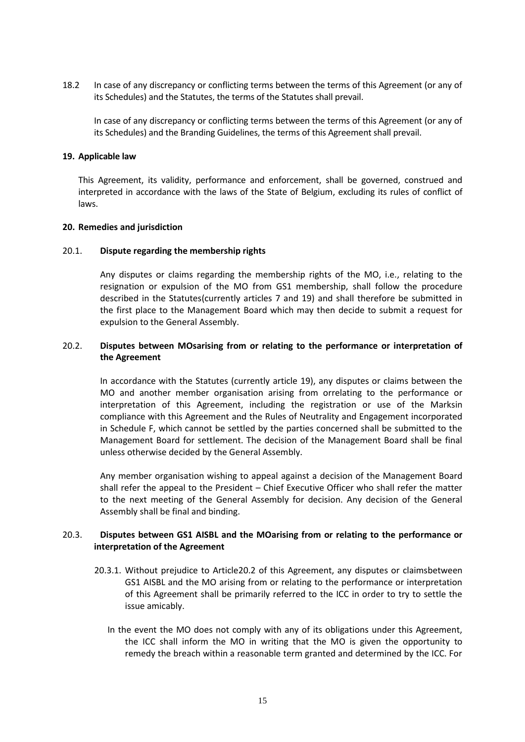18.2 In case of any discrepancy or conflicting terms between the terms of this Agreement (or any of its Schedules) and the Statutes, the terms of the Statutes shall prevail.

In case of any discrepancy or conflicting terms between the terms of this Agreement (or any of its Schedules) and the Branding Guidelines, the terms of this Agreement shall prevail.

**19. Applicable law**

This Agreement, its validity, performance and enforcement, shall be governed, construed and interpreted in accordance with the laws of the State of Belgium, excluding its rules of conflict of laws.

**20. Remedies and jurisdiction**

20.1. **Dispute regarding the membership rights**

Any disputes or claims regarding the membership rights of the MO, i.e., relating to the resignation or expulsion of the MO from GS1 membership, shall follow the procedure described in the Statutes(currently articles 7 and 19) and shall therefore be submitted in the first place to the Management Board which may then decide to submit a request for expulsion to the General Assembly.

20.2. **Disputes between MOsarising from or relating to the performance or interpretation of the Agreement**

In accordance with the Statutes (currently article 19), any disputes or claims between the MO and another member organisation arising from orrelating to the performance or interpretation of this Agreement, including the registration or use of the Marksin compliance with this Agreement and the Rules of Neutrality and Engagement incorporated in Schedule F, which cannot be settled by the parties concerned shall be submitted to the Management Board for settlement. The decision of the Management Board shall be final unless otherwise decided by the General Assembly.

Any member organisation wishing to appeal against a decision of the Management Board shall refer the appeal to the President – Chief Executive Officer who shall refer the matter to the next meeting of the General Assembly for decision. Any decision of the General Assembly shall be final and binding.

20.3. **Disputes between GS1 AISBL and the MOarising from or relating to the performance or interpretation of the Agreement**

20.3.1. Without prejudice to Article20.2 of this Agreement, any disputes or claimsbetween GS1 AISBL and the MO arising from or relating to the performance or interpretation of this Agreement shall be primarily referred to the ICC in order to try to settle the issue amicably.

In the event the MO does not comply with any of its obligations under this Agreement, the ICC shall inform the MO in writing that the MO is given the opportunity to remedy the breach within a reasonable term granted and determined by the ICC. For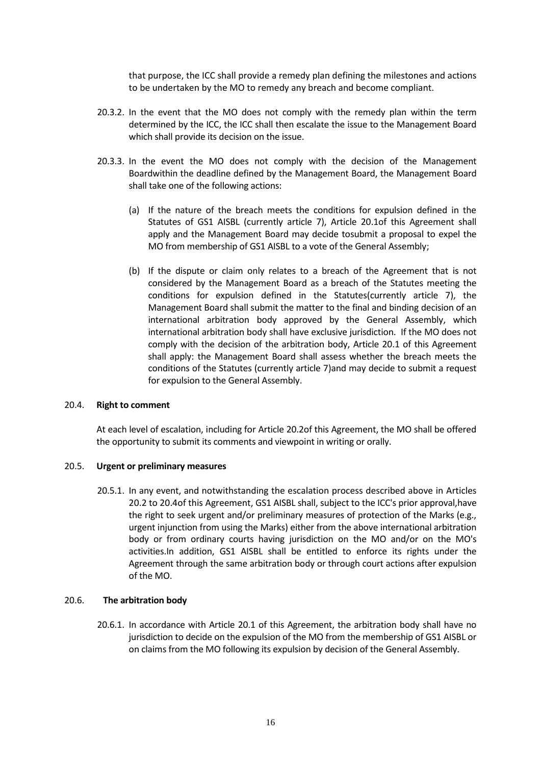that purpose, the ICC shall provide a remedy plan defining the milestones and actions to be undertaken by the MO to remedy any breach and become compliant.

20.3.2. In the event that the MO does not comply with the remedy plan within the term determined by the ICC, the ICC shall then escalate the issue to the Management Board which shall provide its decision on the issue.

20.3.3. In the event the MO does not comply with the decision of the Management Boardwithin the deadline defined by the Management Board, the Management Board shall take one of the following actions:

(a) If the nature of the breach meets the conditions for expulsion defined in the Statutes of GS1 AISBL (currently article 7), Article 20.1of this Agreement shall apply and the Management Board may decide tosubmit a proposal to expel the MO from membership of GS1 AISBL to a vote of the General Assembly;

(b) If the dispute or claim only relates to a breach of the Agreement that is not considered by the Management Board as a breach of the Statutes meeting the conditions for expulsion defined in the Statutes(currently article 7), the Management Board shall submit the matter to the final and binding decision of an international arbitration body approved by the General Assembly, which international arbitration body shall have exclusive jurisdiction. If the MO does not comply with the decision of the arbitration body, Article 20.1 of this Agreement shall apply: the Management Board shall assess whether the breach meets the conditions of the Statutes (currently article 7)and may decide to submit a request for expulsion to the General Assembly.

20.4. **Right to comment**

At each level of escalation, including for Article 20.2of this Agreement, the MO shall be offered the opportunity to submit its comments and viewpoint in writing or orally.

20.5. **Urgent or preliminary measures**

20.5.1. In any event, and notwithstanding the escalation process described above in Articles 20.2 to 20.4of this Agreement, GS1 AISBL shall, subject to the ICC's prior approval,have the right to seek urgent and/or preliminary measures of protection of the Marks (e.g., urgent injunction from using the Marks) either from the above international arbitration body or from ordinary courts having jurisdiction on the MO and/or on the MO's activities.In addition, GS1 AISBL shall be entitled to enforce its rights under the Agreement through the same arbitration body or through court actions after expulsion of the MO.

20.6. **The arbitration body**

20.6.1. In accordance with Article 20.1 of this Agreement, the arbitration body shall have no jurisdiction to decide on the expulsion of the MO from the membership of GS1 AISBL or on claims from the MO following its expulsion by decision of the General Assembly.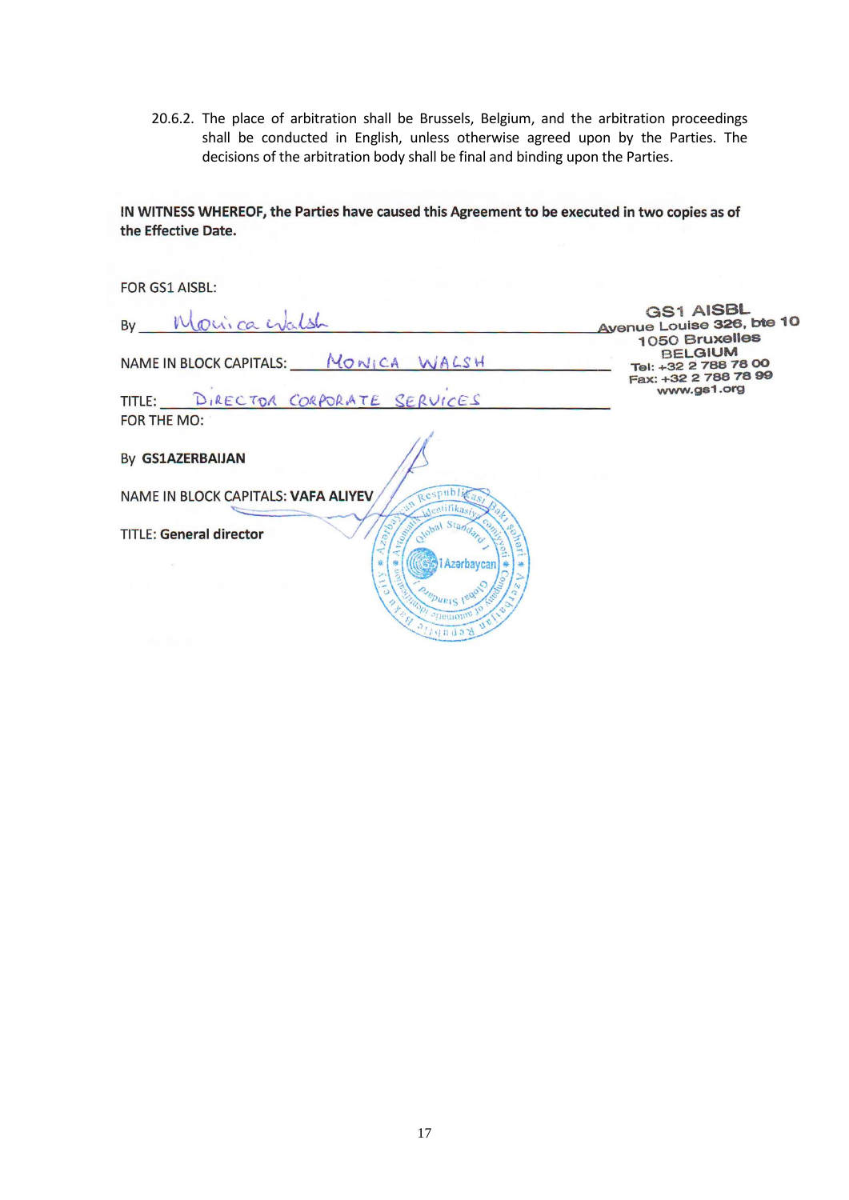20.6.2. The place of arbitration shall be Brussels, Belgium, and the arbitration proceedings shall be conducted in English, unless otherwise agreed upon by the Parties. The decisions of the arbitration body shall be final and binding upon the Parties.

**IN WITNESS WHEREOF, the Parties have caused this Agreement to be executed in two copies as of the Effective Date.**

FOR GS1 AISBL:

By Monica Walsh

NAME IN BLOCK CAPITALS: MONICA WALSH

TITLE: DIRECTOR CORPORATE SERVICES

GS1 AISBL
Avenue Louise 326, bte 10
1050 Bruxelles
BELGIUM
Tel: +32 2 788 78 00
Fax: +32 2 788 78 99
www.gs1.org

FOR THE MO:

By **GS1AZERBAIJAN**

NAME IN BLOCK CAPITALS: **VAFA ALIYEV**

TITLE: **General director**